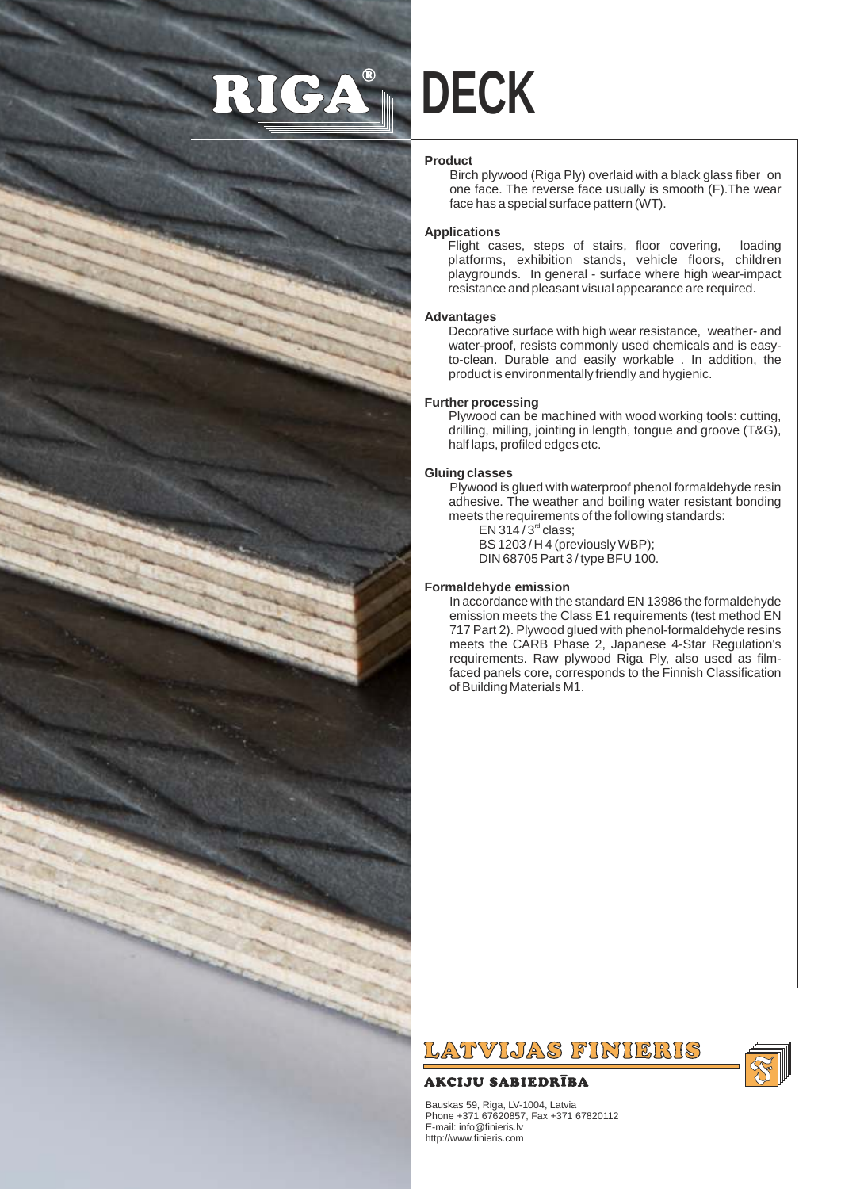# RIGA® DECK

## Product

Birch plywood (Riga Ply) overlaid with a black glass fiber on one face. The reverse face usually is smooth (F).The wear face has a special surface pattern (WT).

## Applications

Flight cases, steps of stairs, floor covering, loading platforms, exhibition stands, vehicle floors, children playgrounds. In general - surface where high wear-impact resistance and pleasant visual appearance are required.

## Advantages

Decorative surface with high wear resistance, weather- and water-proof, resists commonly used chemicals and is easy-to-clean. Durable and easily workable . In addition, the product is environmentally friendly and hygienic.

## Further processing

Plywood can be machined with wood working tools: cutting, drilling, milling, jointing in length, tongue and groove (T&G), half laps, profiled edges etc.

## Gluing classes

Plywood is glued with waterproof phenol formaldehyde resin adhesive. The weather and boiling water resistant bonding meets the requirements of the following standards:

EN 314 / 3rd class;
BS 1203 / H 4 (previously WBP);
DIN 68705 Part 3 / type BFU 100.

## Formaldehyde emission

In accordance with the standard EN 13986 the formaldehyde emission meets the Class E1 requirements (test method EN 717 Part 2). Plywood glued with phenol-formaldehyde resins meets the CARB Phase 2, Japanese 4-Star Regulation's requirements. Raw plywood Riga Ply, also used as film-faced panels core, corresponds to the Finnish Classification of Building Materials M1.

**LATVIJAS FINIERIS**
**AKCIJU SABIEDRĪBA**

Bauskas 59, Riga, LV-1004, Latvia
Phone +371 67620857, Fax +371 67820112
E-mail: info@finieris.lv
http://www.finieris.com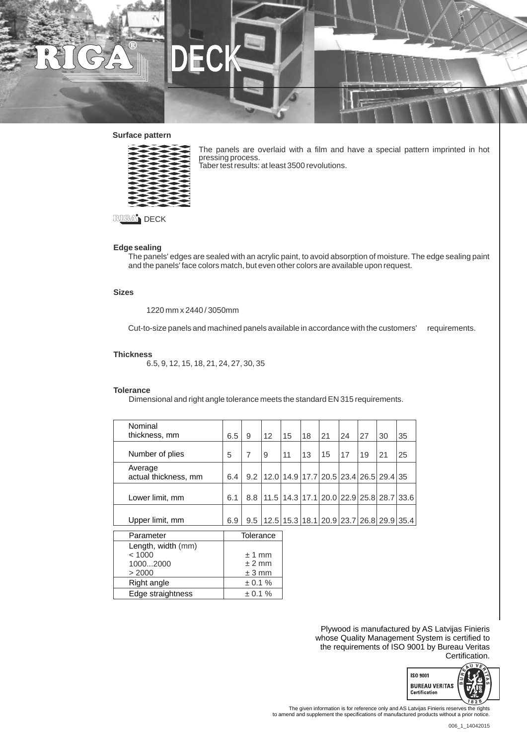# RIGA® DECK

**Surface pattern**

The panels are overlaid with a film and have a special pattern imprinted in hot pressing process.
Taber test results: at least 3500 revolutions.

RIGA DECK

**Edge sealing**

The panels' edges are sealed with an acrylic paint, to avoid absorption of moisture. The edge sealing paint and the panels' face colors match, but even other colors are available upon request.

**Sizes**

1220 mm x 2440 / 3050mm

Cut-to-size panels and machined panels available in accordance with the customers' requirements.

**Thickness**

6.5, 9, 12, 15, 18, 21, 24, 27, 30, 35

**Tolerance**

Dimensional and right angle tolerance meets the standard EN 315 requirements.

| Nominal thickness, mm | 6.5 | 9 | 12 | 15 | 18 | 21 | 24 | 27 | 30 | 35 |
|---|---|---|---|---|---|---|---|---|---|---|
| Number of plies | 5 | 7 | 9 | 11 | 13 | 15 | 17 | 19 | 21 | 25 |
| Average actual thickness, mm | 6.4 | 9.2 | 12.0 | 14.9 | 17.7 | 20.5 | 23.4 | 26.5 | 29.4 | 35 |
| Lower limit, mm | 6.1 | 8.8 | 11.5 | 14.3 | 17.1 | 20.0 | 22.9 | 25.8 | 28.7 | 33.6 |
| Upper limit, mm | 6.9 | 9.5 | 12.5 | 15.3 | 18.1 | 20.9 | 23.7 | 26.8 | 29.9 | 35.4 |

| Parameter | Tolerance |
|---|---|
| Length, width (mm) | |
| < 1000 | ± 1 mm |
| 1000...2000 | ± 2 mm |
| > 2000 | ± 3 mm |
| Right angle | ± 0.1 % |
| Edge straightness | ± 0.1 % |

Plywood is manufactured by AS Latvijas Finieris whose Quality Management System is certified to the requirements of ISO 9001 by Bureau Veritas Certification.

ISO 9001
BUREAU VERITAS
Certification

The given information is for reference only and AS Latvijas Finieris reserves the rights to amend and supplement the specifications of manufactured products without a prior notice.

006_1_14042015